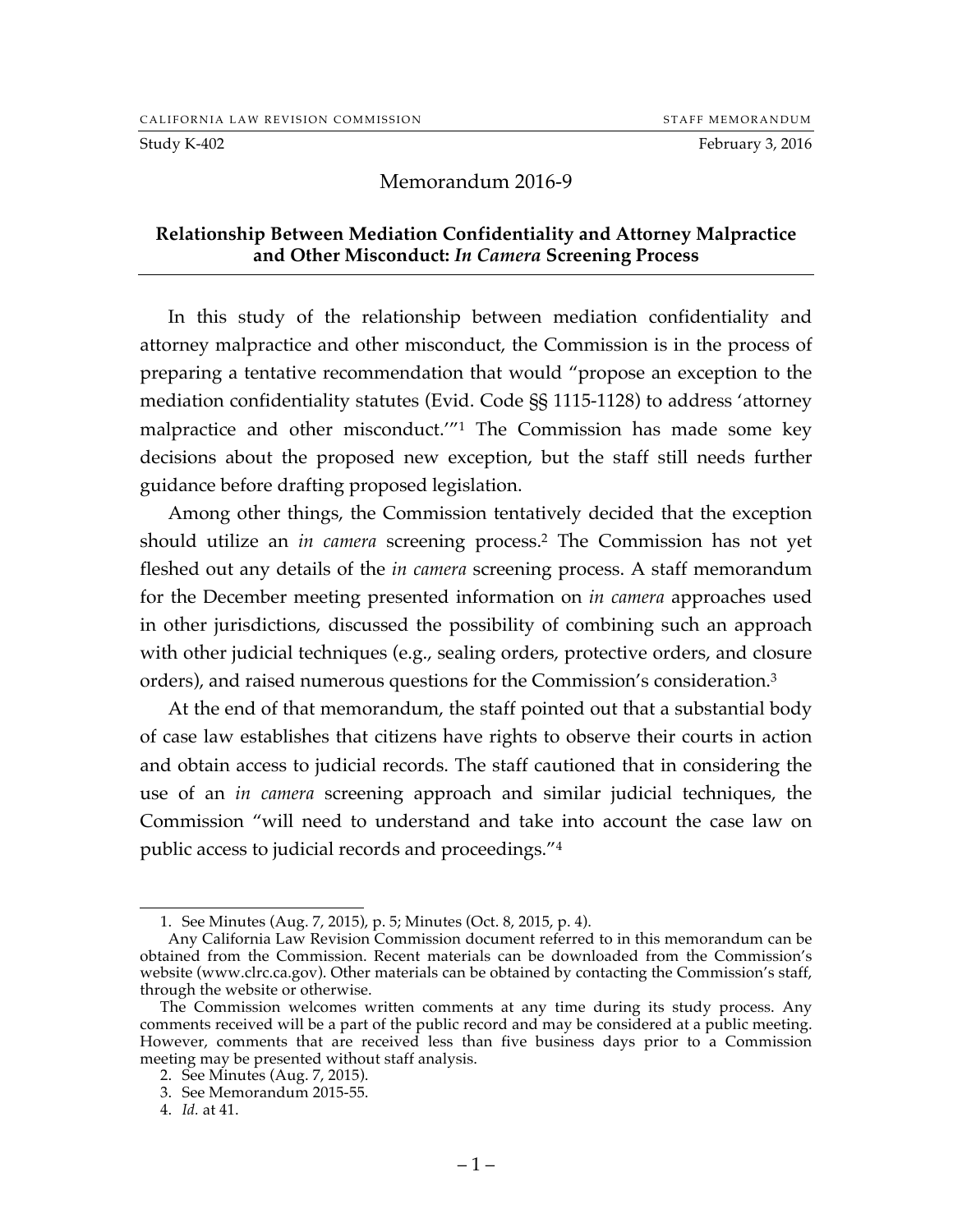Study K-402 February 3, 2016

# Memorandum 2016-9

## Relationship Between Mediation Confidentiality and Attorney Malpractice and Other Misconduct: *In Camera* Screening Process

In this study of the relationship between mediation confidentiality and attorney malpractice and other misconduct, the Commission is in the process of preparing a tentative recommendation that would "propose an exception to the mediation confidentiality statutes (Evid. Code §§ 1115-1128) to address 'attorney malpractice and other misconduct.'"[1] The Commission has made some key decisions about the proposed new exception, but the staff still needs further guidance before drafting proposed legislation.

Among other things, the Commission tentatively decided that the exception should utilize an *in camera* screening process.[2] The Commission has not yet fleshed out any details of the *in camera* screening process. A staff memorandum for the December meeting presented information on *in camera* approaches used in other jurisdictions, discussed the possibility of combining such an approach with other judicial techniques (e.g., sealing orders, protective orders, and closure orders), and raised numerous questions for the Commission's consideration.[3]

At the end of that memorandum, the staff pointed out that a substantial body of case law establishes that citizens have rights to observe their courts in action and obtain access to judicial records. The staff cautioned that in considering the use of an *in camera* screening approach and similar judicial techniques, the Commission "will need to understand and take into account the case law on public access to judicial records and proceedings."[4]

---

1. See Minutes (Aug. 7, 2015), p. 5; Minutes (Oct. 8, 2015, p. 4).

 Any California Law Revision Commission document referred to in this memorandum can be obtained from the Commission. Recent materials can be downloaded from the Commission's website (www.clrc.ca.gov). Other materials can be obtained by contacting the Commission's staff, through the website or otherwise.

 The Commission welcomes written comments at any time during its study process. Any comments received will be a part of the public record and may be considered at a public meeting. However, comments that are received less than five business days prior to a Commission meeting may be presented without staff analysis.

2. See Minutes (Aug. 7, 2015).
3. See Memorandum 2015-55.
4. *Id.* at 41.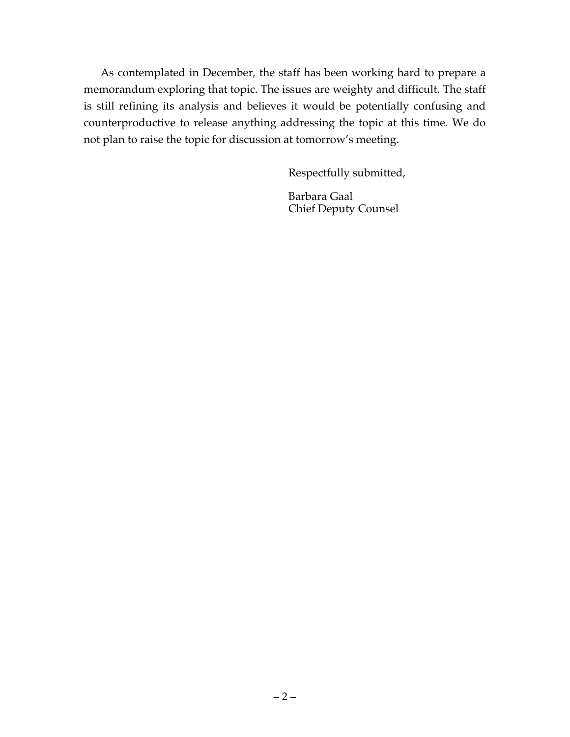As contemplated in December, the staff has been working hard to prepare a memorandum exploring that topic. The issues are weighty and difficult. The staff is still refining its analysis and believes it would be potentially confusing and counterproductive to release anything addressing the topic at this time. We do not plan to raise the topic for discussion at tomorrow's meeting.

Respectfully submitted,

Barbara Gaal
Chief Deputy Counsel